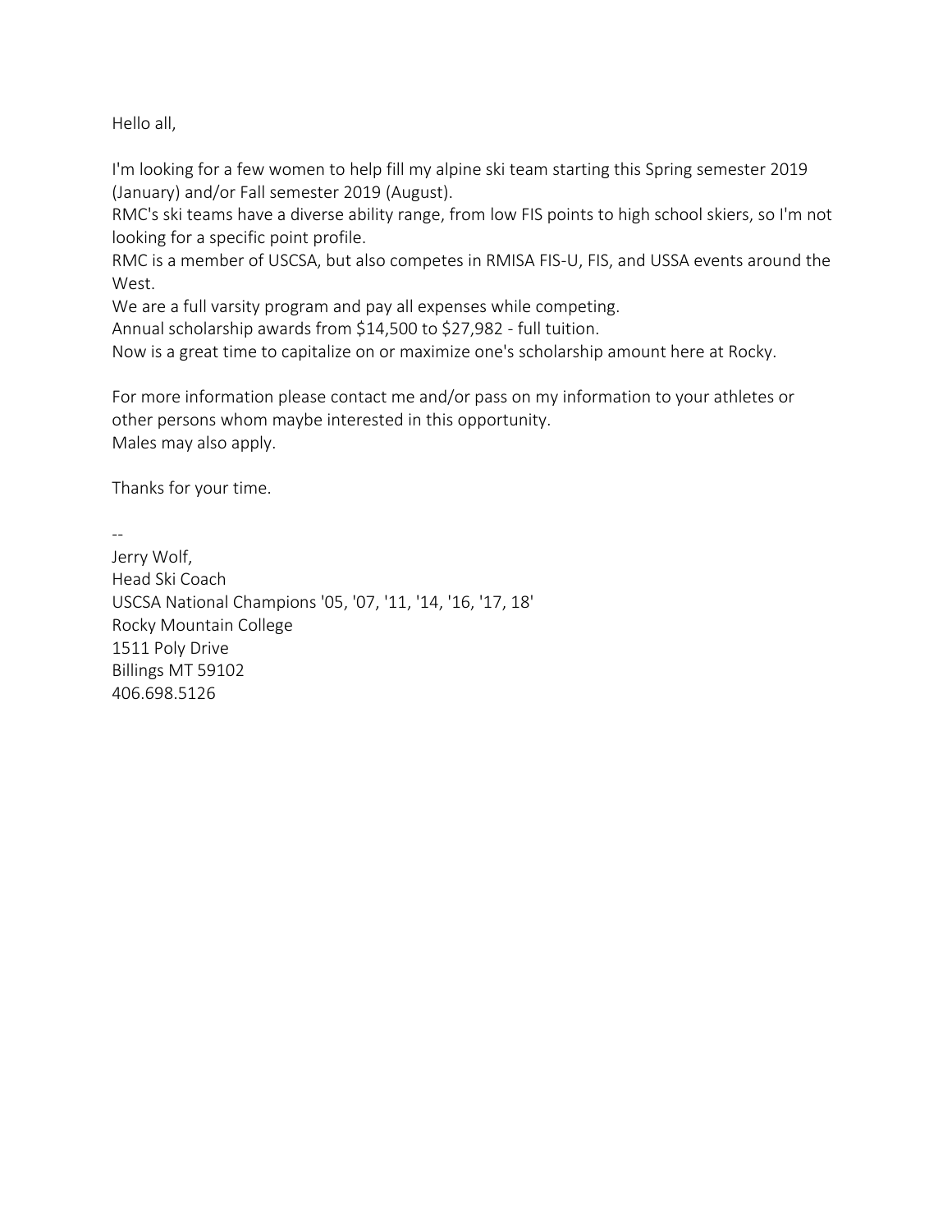Hello all,

I'm looking for a few women to help fill my alpine ski team starting this Spring semester 2019 (January) and/or Fall semester 2019 (August).
RMC's ski teams have a diverse ability range, from low FIS points to high school skiers, so I'm not looking for a specific point profile.
RMC is a member of USCSA, but also competes in RMISA FIS-U, FIS, and USSA events around the West.
We are a full varsity program and pay all expenses while competing.
Annual scholarship awards from $14,500 to $27,982 - full tuition.
Now is a great time to capitalize on or maximize one's scholarship amount here at Rocky.

For more information please contact me and/or pass on my information to your athletes or other persons whom maybe interested in this opportunity.
Males may also apply.

Thanks for your time.

--
Jerry Wolf,
Head Ski Coach
USCSA National Champions '05, '07, '11, '14, '16, '17, 18'
Rocky Mountain College
1511 Poly Drive
Billings MT 59102
406.698.5126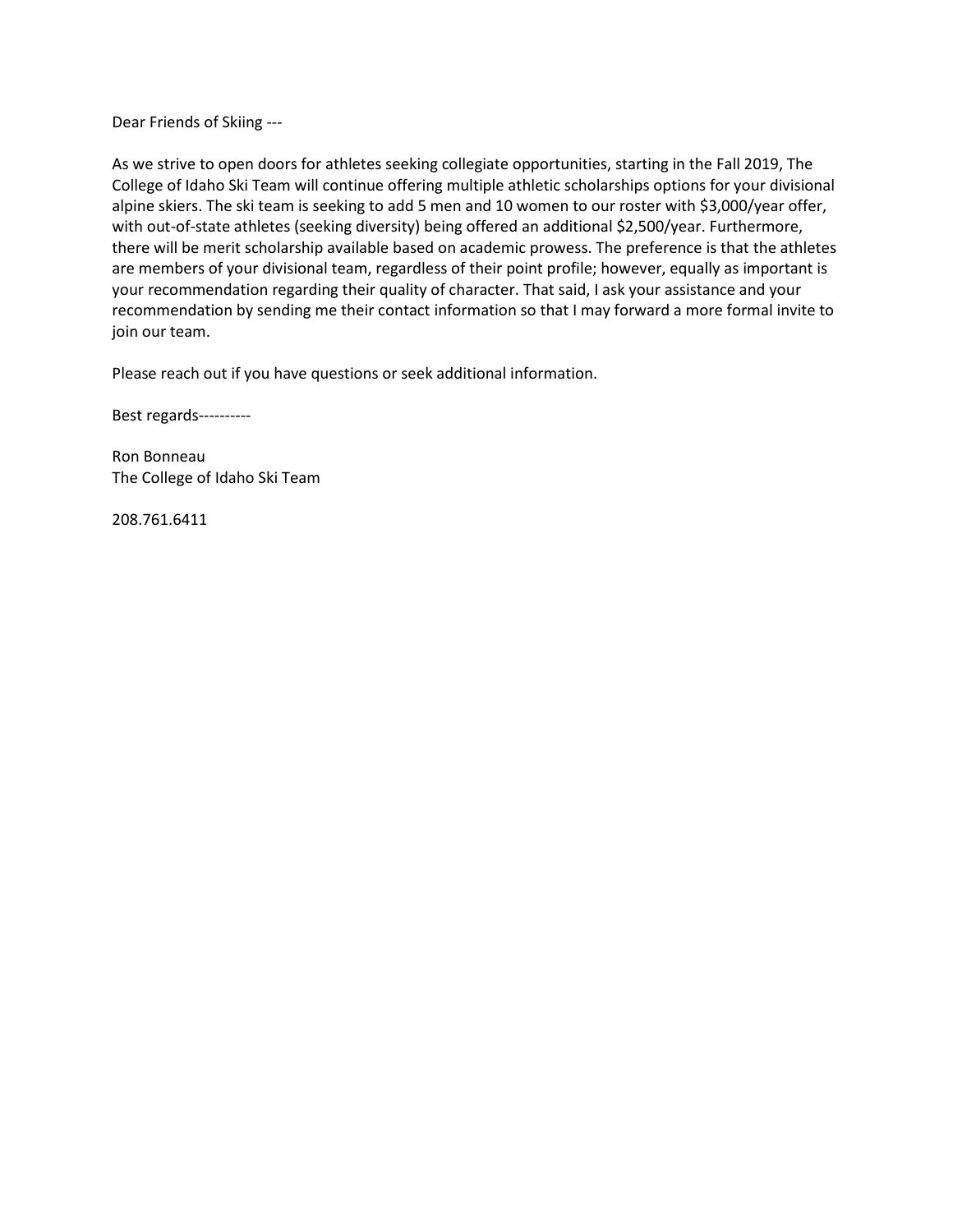Dear Friends of Skiing ---

As we strive to open doors for athletes seeking collegiate opportunities, starting in the Fall 2019, The College of Idaho Ski Team will continue offering multiple athletic scholarships options for your divisional alpine skiers. The ski team is seeking to add 5 men and 10 women to our roster with $3,000/year offer, with out-of-state athletes (seeking diversity) being offered an additional $2,500/year. Furthermore, there will be merit scholarship available based on academic prowess. The preference is that the athletes are members of your divisional team, regardless of their point profile; however, equally as important is your recommendation regarding their quality of character. That said, I ask your assistance and your recommendation by sending me their contact information so that I may forward a more formal invite to join our team.

Please reach out if you have questions or seek additional information.

Best regards----------

Ron Bonneau
The College of Idaho Ski Team

208.761.6411